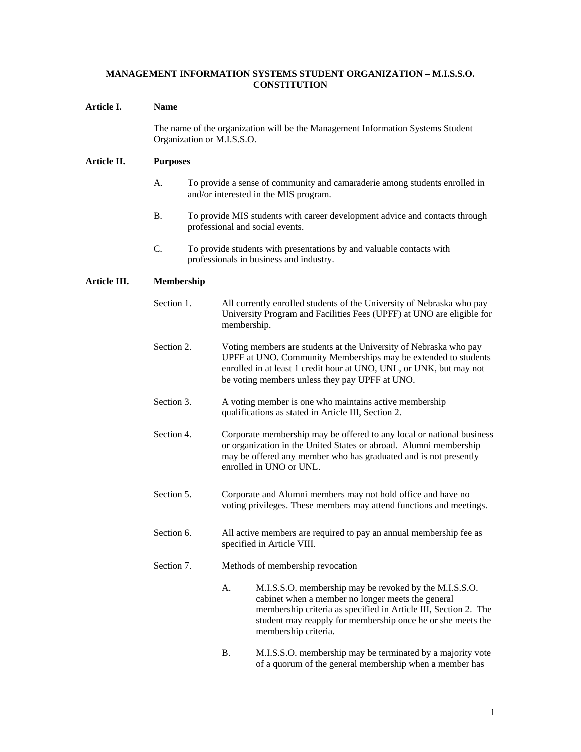# MANAGEMENT INFORMATION SYSTEMS STUDENT ORGANIZATION – M.I.S.S.O. CONSTITUTION

## Article I. Name

The name of the organization will be the Management Information Systems Student Organization or M.I.S.S.O.

## Article II. Purposes

A. To provide a sense of community and camaraderie among students enrolled in and/or interested in the MIS program.

B. To provide MIS students with career development advice and contacts through professional and social events.

C. To provide students with presentations by and valuable contacts with professionals in business and industry.

## Article III. Membership

Section 1. All currently enrolled students of the University of Nebraska who pay University Program and Facilities Fees (UPFF) at UNO are eligible for membership.

Section 2. Voting members are students at the University of Nebraska who pay UPFF at UNO. Community Memberships may be extended to students enrolled in at least 1 credit hour at UNO, UNL, or UNK, but may not be voting members unless they pay UPFF at UNO.

Section 3. A voting member is one who maintains active membership qualifications as stated in Article III, Section 2.

Section 4. Corporate membership may be offered to any local or national business or organization in the United States or abroad. Alumni membership may be offered any member who has graduated and is not presently enrolled in UNO or UNL.

Section 5. Corporate and Alumni members may not hold office and have no voting privileges. These members may attend functions and meetings.

Section 6. All active members are required to pay an annual membership fee as specified in Article VIII.

Section 7. Methods of membership revocation

A. M.I.S.S.O. membership may be revoked by the M.I.S.S.O. cabinet when a member no longer meets the general membership criteria as specified in Article III, Section 2. The student may reapply for membership once he or she meets the membership criteria.

B. M.I.S.S.O. membership may be terminated by a majority vote of a quorum of the general membership when a member has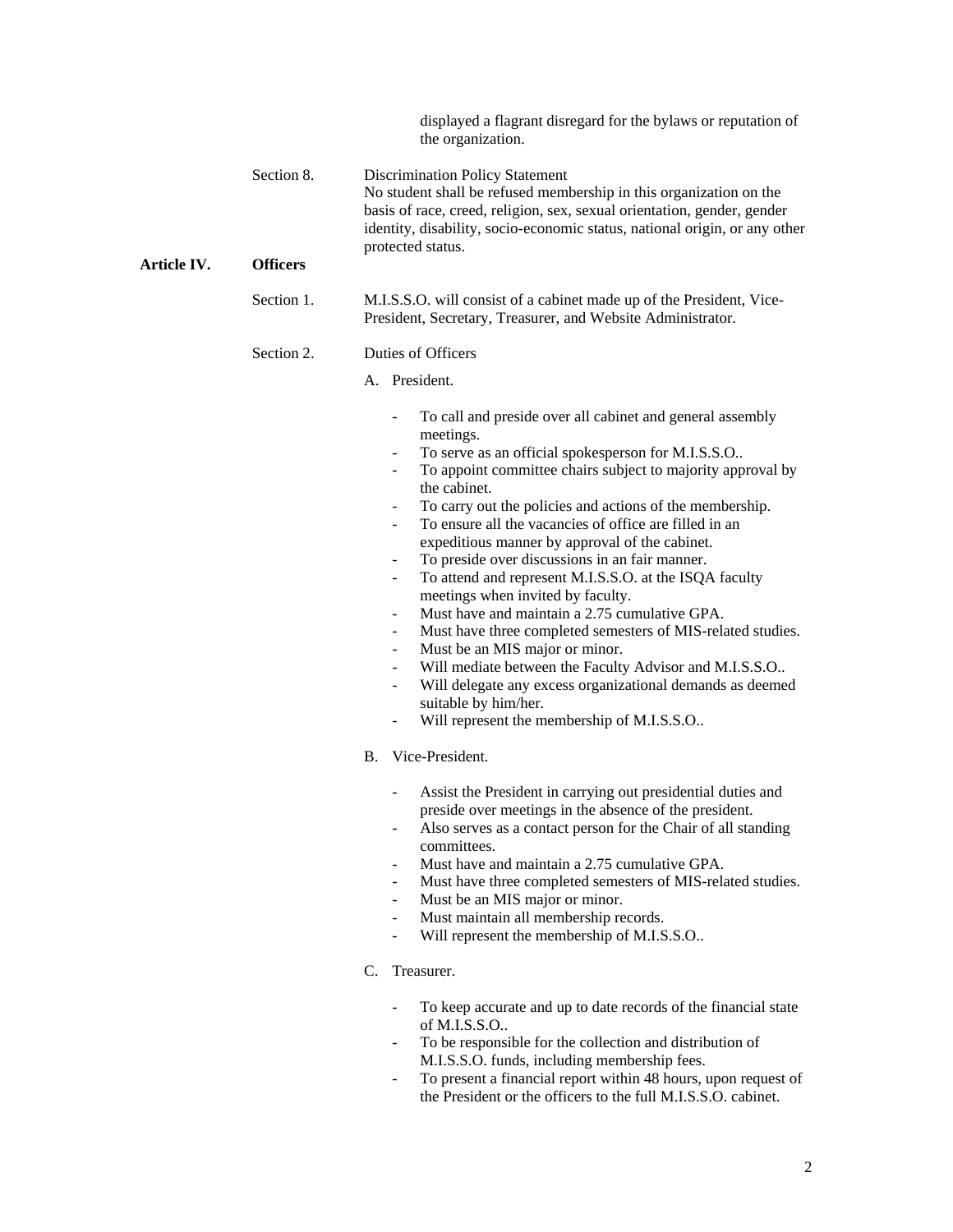displayed a flagrant disregard for the bylaws or reputation of the organization.

Section 8. Discrimination Policy Statement

No student shall be refused membership in this organization on the basis of race, creed, religion, sex, sexual orientation, gender, gender identity, disability, socio-economic status, national origin, or any other protected status.

## Article IV. Officers

Section 1. M.I.S.S.O. will consist of a cabinet made up of the President, Vice-President, Secretary, Treasurer, and Website Administrator.

Section 2. Duties of Officers

A. President.

- To call and preside over all cabinet and general assembly meetings.
- To serve as an official spokesperson for M.I.S.S.O..
- To appoint committee chairs subject to majority approval by the cabinet.
- To carry out the policies and actions of the membership.
- To ensure all the vacancies of office are filled in an expeditious manner by approval of the cabinet.
- To preside over discussions in an fair manner.
- To attend and represent M.I.S.S.O. at the ISQA faculty meetings when invited by faculty.
- Must have and maintain a 2.75 cumulative GPA.
- Must have three completed semesters of MIS-related studies.
- Must be an MIS major or minor.
- Will mediate between the Faculty Advisor and M.I.S.S.O..
- Will delegate any excess organizational demands as deemed suitable by him/her.
- Will represent the membership of M.I.S.S.O..

B. Vice-President.

- Assist the President in carrying out presidential duties and preside over meetings in the absence of the president.
- Also serves as a contact person for the Chair of all standing committees.
- Must have and maintain a 2.75 cumulative GPA.
- Must have three completed semesters of MIS-related studies.
- Must be an MIS major or minor.
- Must maintain all membership records.
- Will represent the membership of M.I.S.S.O..

C. Treasurer.

- To keep accurate and up to date records of the financial state of M.I.S.S.O..
- To be responsible for the collection and distribution of M.I.S.S.O. funds, including membership fees.
- To present a financial report within 48 hours, upon request of the President or the officers to the full M.I.S.S.O. cabinet.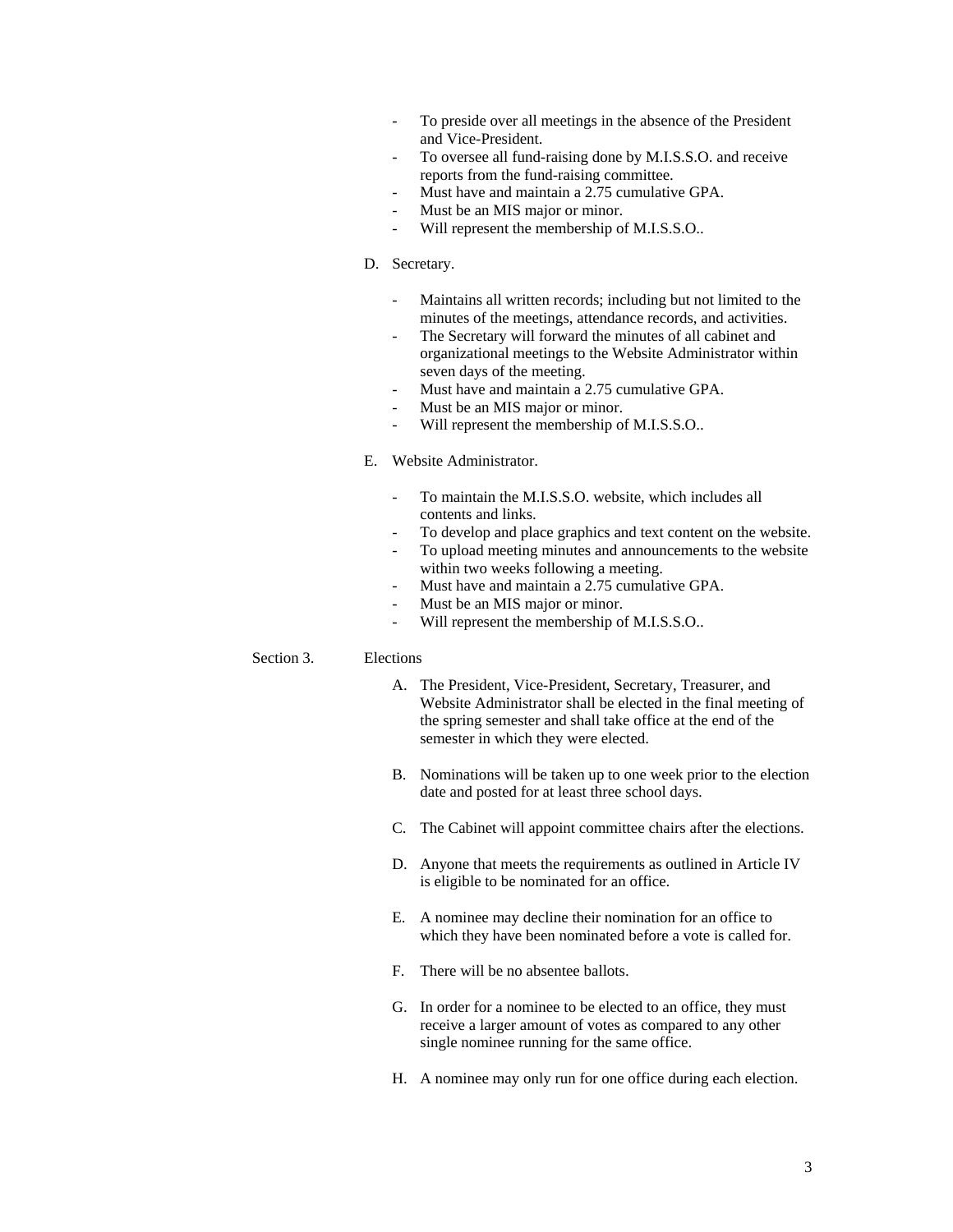- To preside over all meetings in the absence of the President and Vice-President.
- To oversee all fund-raising done by M.I.S.S.O. and receive reports from the fund-raising committee.
- Must have and maintain a 2.75 cumulative GPA.
- Must be an MIS major or minor.
- Will represent the membership of M.I.S.S.O..

D. Secretary.

- Maintains all written records; including but not limited to the minutes of the meetings, attendance records, and activities.
- The Secretary will forward the minutes of all cabinet and organizational meetings to the Website Administrator within seven days of the meeting.
- Must have and maintain a 2.75 cumulative GPA.
- Must be an MIS major or minor.
- Will represent the membership of M.I.S.S.O..

E. Website Administrator.

- To maintain the M.I.S.S.O. website, which includes all contents and links.
- To develop and place graphics and text content on the website.
- To upload meeting minutes and announcements to the website within two weeks following a meeting.
- Must have and maintain a 2.75 cumulative GPA.
- Must be an MIS major or minor.
- Will represent the membership of M.I.S.S.O..

Section 3. Elections

A. The President, Vice-President, Secretary, Treasurer, and Website Administrator shall be elected in the final meeting of the spring semester and shall take office at the end of the semester in which they were elected.

B. Nominations will be taken up to one week prior to the election date and posted for at least three school days.

C. The Cabinet will appoint committee chairs after the elections.

D. Anyone that meets the requirements as outlined in Article IV is eligible to be nominated for an office.

E. A nominee may decline their nomination for an office to which they have been nominated before a vote is called for.

F. There will be no absentee ballots.

G. In order for a nominee to be elected to an office, they must receive a larger amount of votes as compared to any other single nominee running for the same office.

H. A nominee may only run for one office during each election.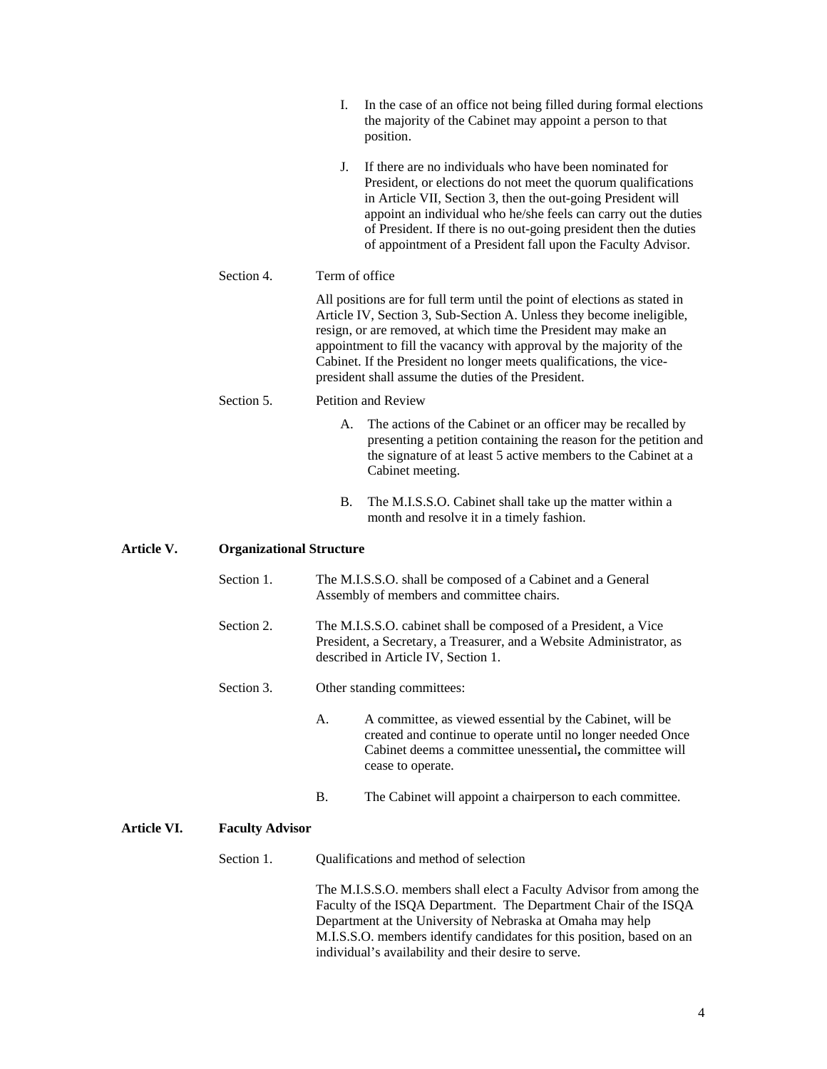I. In the case of an office not being filled during formal elections the majority of the Cabinet may appoint a person to that position.

J. If there are no individuals who have been nominated for President, or elections do not meet the quorum qualifications in Article VII, Section 3, then the out-going President will appoint an individual who he/she feels can carry out the duties of President. If there is no out-going president then the duties of appointment of a President fall upon the Faculty Advisor.

Section 4. Term of office

All positions are for full term until the point of elections as stated in Article IV, Section 3, Sub-Section A. Unless they become ineligible, resign, or are removed, at which time the President may make an appointment to fill the vacancy with approval by the majority of the Cabinet. If the President no longer meets qualifications, the vice-president shall assume the duties of the President.

Section 5. Petition and Review

A. The actions of the Cabinet or an officer may be recalled by presenting a petition containing the reason for the petition and the signature of at least 5 active members to the Cabinet at a Cabinet meeting.

B. The M.I.S.S.O. Cabinet shall take up the matter within a month and resolve it in a timely fashion.

## Article V. Organizational Structure

Section 1. The M.I.S.S.O. shall be composed of a Cabinet and a General Assembly of members and committee chairs.

Section 2. The M.I.S.S.O. cabinet shall be composed of a President, a Vice President, a Secretary, a Treasurer, and a Website Administrator, as described in Article IV, Section 1.

Section 3. Other standing committees:

A. A committee, as viewed essential by the Cabinet, will be created and continue to operate until no longer needed Once Cabinet deems a committee unessential**,** the committee will cease to operate.

B. The Cabinet will appoint a chairperson to each committee.

## Article VI. Faculty Advisor

Section 1. Qualifications and method of selection

The M.I.S.S.O. members shall elect a Faculty Advisor from among the Faculty of the ISQA Department. The Department Chair of the ISQA Department at the University of Nebraska at Omaha may help M.I.S.S.O. members identify candidates for this position, based on an individual's availability and their desire to serve.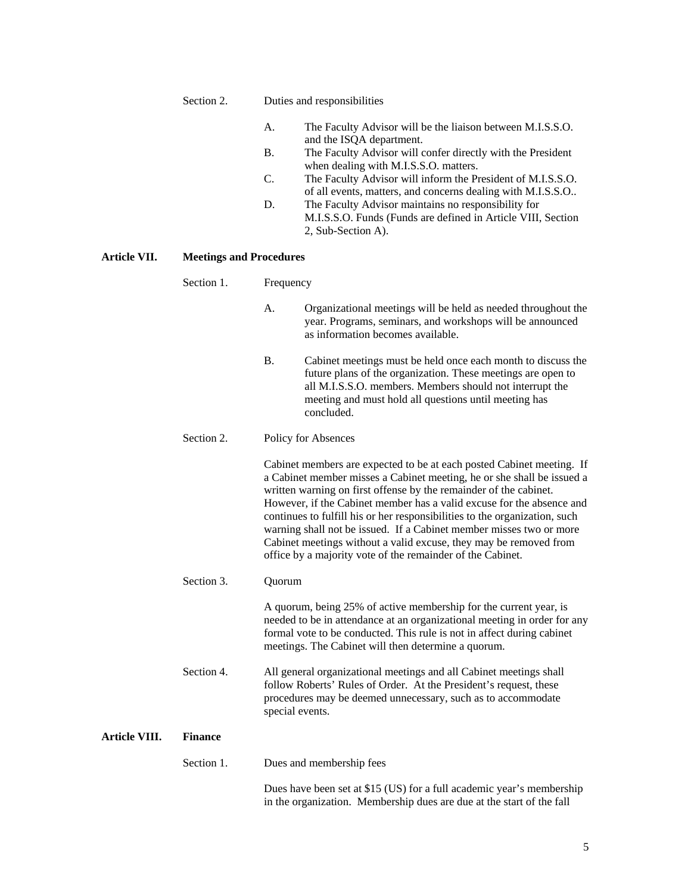Section 2. Duties and responsibilities

A. The Faculty Advisor will be the liaison between M.I.S.S.O. and the ISQA department.
B. The Faculty Advisor will confer directly with the President when dealing with M.I.S.S.O. matters.
C. The Faculty Advisor will inform the President of M.I.S.S.O. of all events, matters, and concerns dealing with M.I.S.S.O..
D. The Faculty Advisor maintains no responsibility for M.I.S.S.O. Funds (Funds are defined in Article VIII, Section 2, Sub-Section A).

## Article VII. Meetings and Procedures

Section 1. Frequency

A. Organizational meetings will be held as needed throughout the year. Programs, seminars, and workshops will be announced as information becomes available.

B. Cabinet meetings must be held once each month to discuss the future plans of the organization. These meetings are open to all M.I.S.S.O. members. Members should not interrupt the meeting and must hold all questions until meeting has concluded.

Section 2. Policy for Absences

Cabinet members are expected to be at each posted Cabinet meeting. If a Cabinet member misses a Cabinet meeting, he or she shall be issued a written warning on first offense by the remainder of the cabinet. However, if the Cabinet member has a valid excuse for the absence and continues to fulfill his or her responsibilities to the organization, such warning shall not be issued. If a Cabinet member misses two or more Cabinet meetings without a valid excuse, they may be removed from office by a majority vote of the remainder of the Cabinet.

Section 3. Quorum

A quorum, being 25% of active membership for the current year, is needed to be in attendance at an organizational meeting in order for any formal vote to be conducted. This rule is not in affect during cabinet meetings. The Cabinet will then determine a quorum.

Section 4. All general organizational meetings and all Cabinet meetings shall follow Roberts' Rules of Order. At the President's request, these procedures may be deemed unnecessary, such as to accommodate special events.

## Article VIII. Finance

Section 1. Dues and membership fees

Dues have been set at $15 (US) for a full academic year's membership in the organization. Membership dues are due at the start of the fall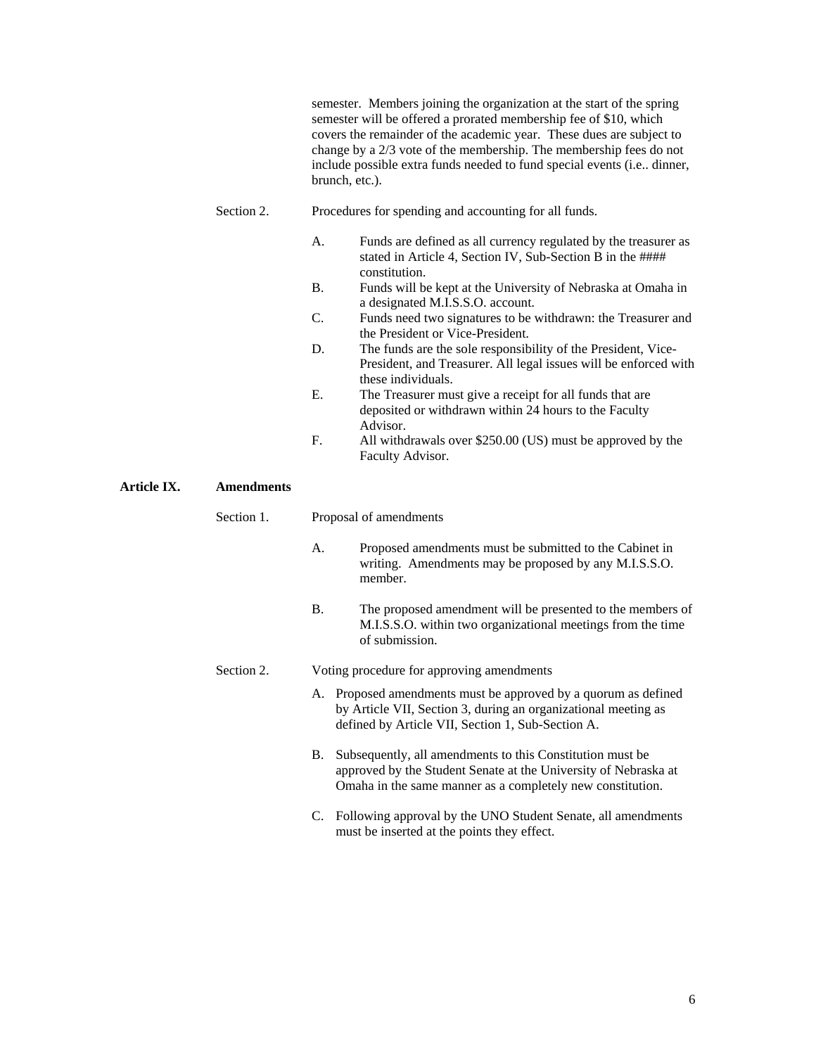semester. Members joining the organization at the start of the spring semester will be offered a prorated membership fee of $10, which covers the remainder of the academic year. These dues are subject to change by a 2/3 vote of the membership. The membership fees do not include possible extra funds needed to fund special events (i.e.. dinner, brunch, etc.).

Section 2. Procedures for spending and accounting for all funds.

A. Funds are defined as all currency regulated by the treasurer as stated in Article 4, Section IV, Sub-Section B in the #### constitution.

B. Funds will be kept at the University of Nebraska at Omaha in a designated M.I.S.S.O. account.

C. Funds need two signatures to be withdrawn: the Treasurer and the President or Vice-President.

D. The funds are the sole responsibility of the President, Vice-President, and Treasurer. All legal issues will be enforced with these individuals.

E. The Treasurer must give a receipt for all funds that are deposited or withdrawn within 24 hours to the Faculty Advisor.

F. All withdrawals over $250.00 (US) must be approved by the Faculty Advisor.

## Article IX. Amendments

Section 1. Proposal of amendments

A. Proposed amendments must be submitted to the Cabinet in writing. Amendments may be proposed by any M.I.S.S.O. member.

B. The proposed amendment will be presented to the members of M.I.S.S.O. within two organizational meetings from the time of submission.

Section 2. Voting procedure for approving amendments

A. Proposed amendments must be approved by a quorum as defined by Article VII, Section 3, during an organizational meeting as defined by Article VII, Section 1, Sub-Section A.

B. Subsequently, all amendments to this Constitution must be approved by the Student Senate at the University of Nebraska at Omaha in the same manner as a completely new constitution.

C. Following approval by the UNO Student Senate, all amendments must be inserted at the points they effect.